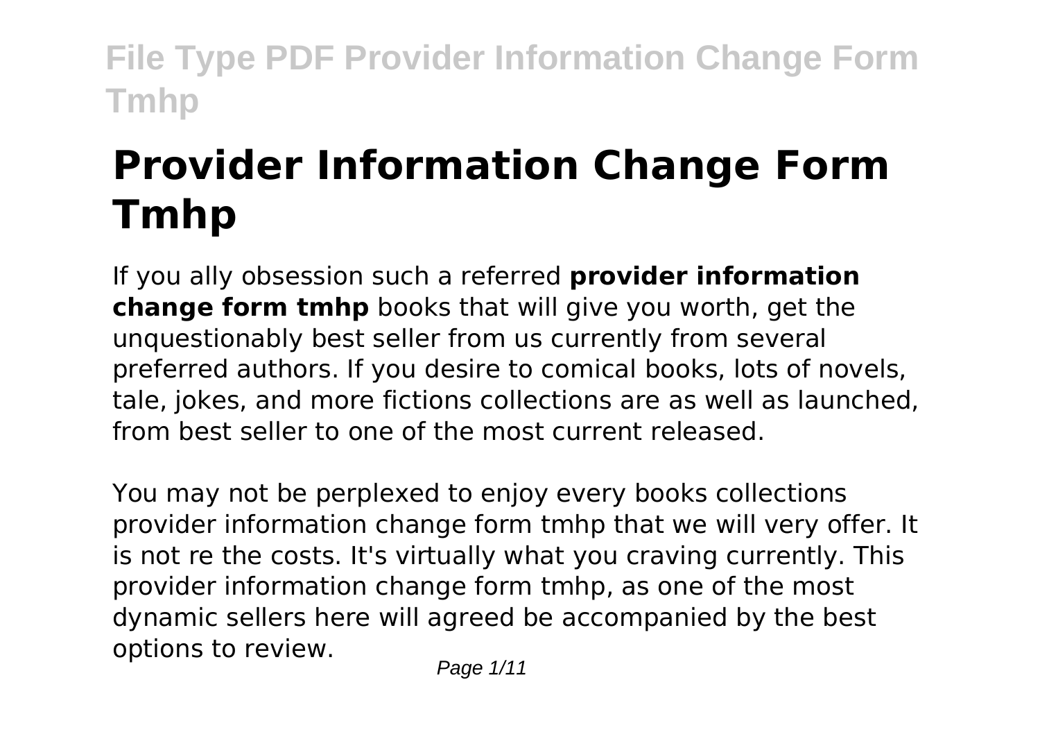# Provider Information Change Form Tmhp

If you ally obsession such a referred **provider information change form tmhp** books that will give you worth, get the unquestionably best seller from us currently from several preferred authors. If you desire to comical books, lots of novels, tale, jokes, and more fictions collections are as well as launched, from best seller to one of the most current released.

You may not be perplexed to enjoy every books collections provider information change form tmhp that we will very offer. It is not re the costs. It's virtually what you craving currently. This provider information change form tmhp, as one of the most dynamic sellers here will agreed be accompanied by the best options to review.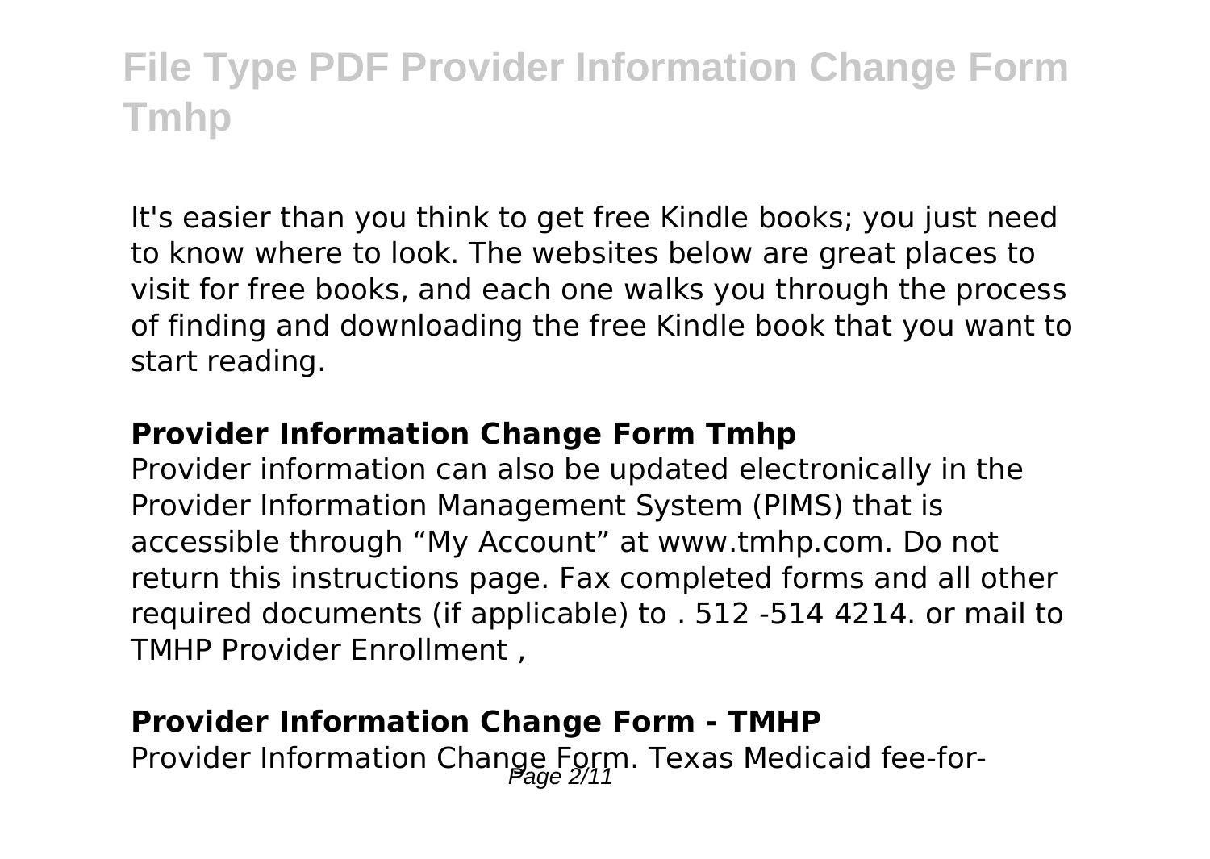# File Type PDF Provider Information Change Form Tmhp

It's easier than you think to get free Kindle books; you just need to know where to look. The websites below are great places to visit for free books, and each one walks you through the process of finding and downloading the free Kindle book that you want to start reading.

### Provider Information Change Form Tmhp

Provider information can also be updated electronically in the Provider Information Management System (PIMS) that is accessible through "My Account" at www.tmhp.com. Do not return this instructions page. Fax completed forms and all other required documents (if applicable) to . 512 -514 4214. or mail to TMHP Provider Enrollment ,

### Provider Information Change Form - TMHP

Provider Information Change Form. Texas Medicaid fee-for-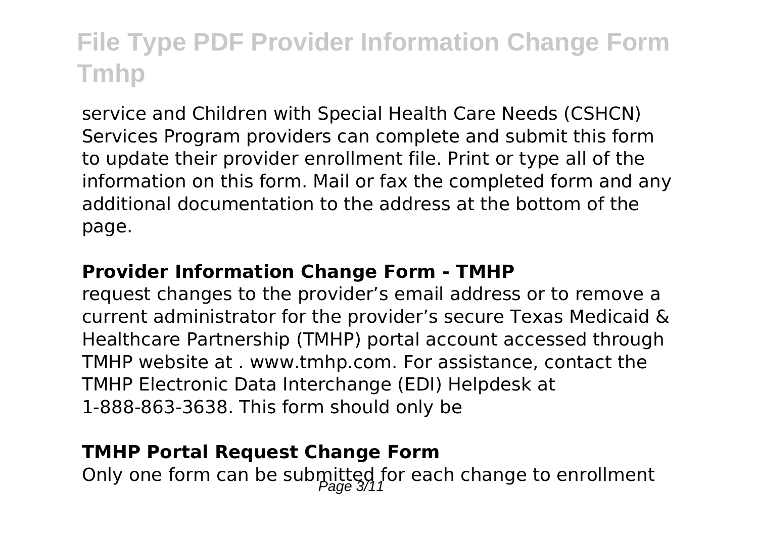service and Children with Special Health Care Needs (CSHCN) Services Program providers can complete and submit this form to update their provider enrollment file. Print or type all of the information on this form. Mail or fax the completed form and any additional documentation to the address at the bottom of the page.

**Provider Information Change Form - TMHP**

request changes to the provider's email address or to remove a current administrator for the provider's secure Texas Medicaid & Healthcare Partnership (TMHP) portal account accessed through TMHP website at . www.tmhp.com. For assistance, contact the TMHP Electronic Data Interchange (EDI) Helpdesk at 1-888-863-3638. This form should only be

**TMHP Portal Request Change Form**

Only one form can be submitted for each change to enrollment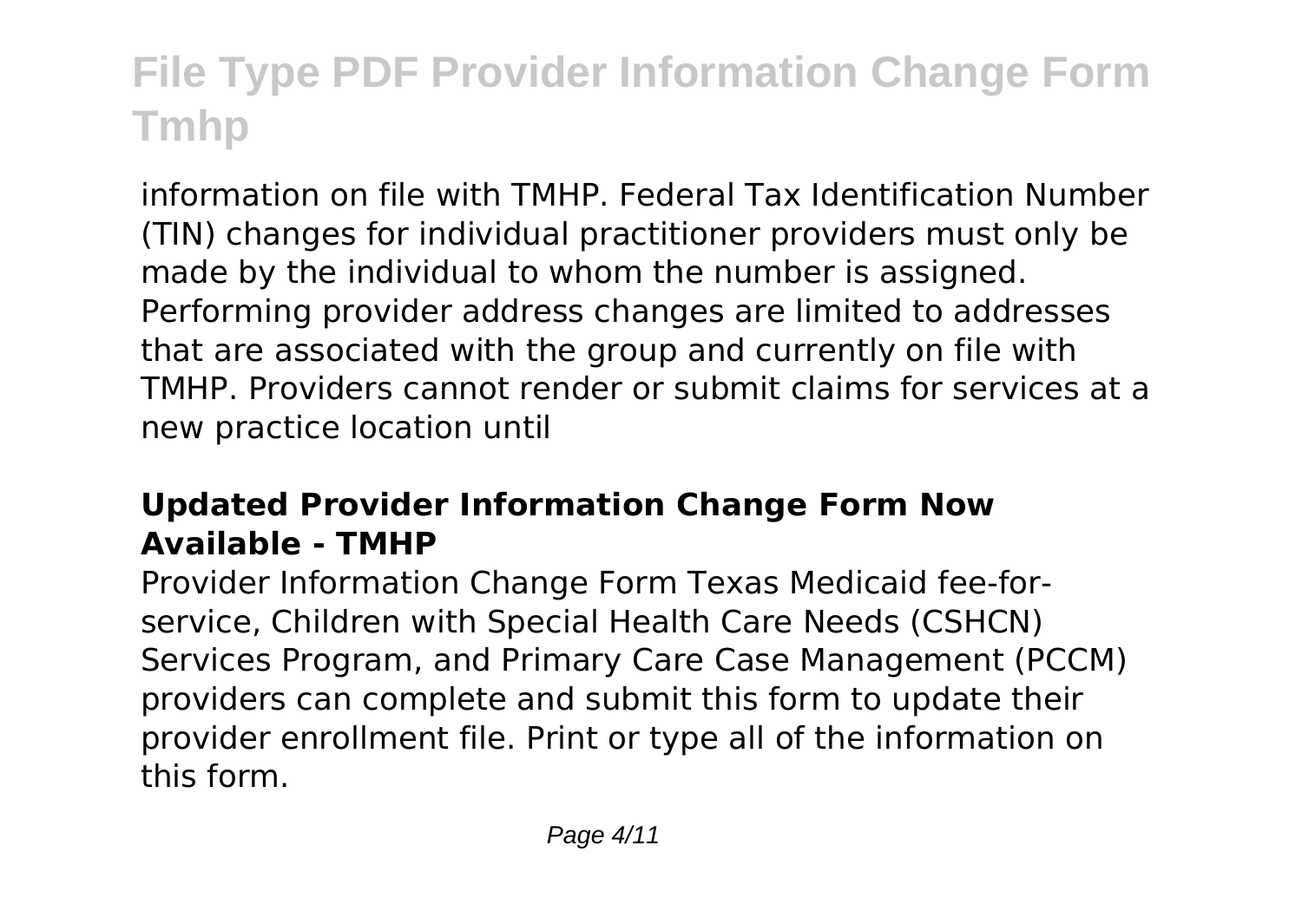information on file with TMHP. Federal Tax Identification Number (TIN) changes for individual practitioner providers must only be made by the individual to whom the number is assigned. Performing provider address changes are limited to addresses that are associated with the group and currently on file with TMHP. Providers cannot render or submit claims for services at a new practice location until

### Updated Provider Information Change Form Now Available - TMHP

Provider Information Change Form Texas Medicaid fee-for-service, Children with Special Health Care Needs (CSHCN) Services Program, and Primary Care Case Management (PCCM) providers can complete and submit this form to update their provider enrollment file. Print or type all of the information on this form.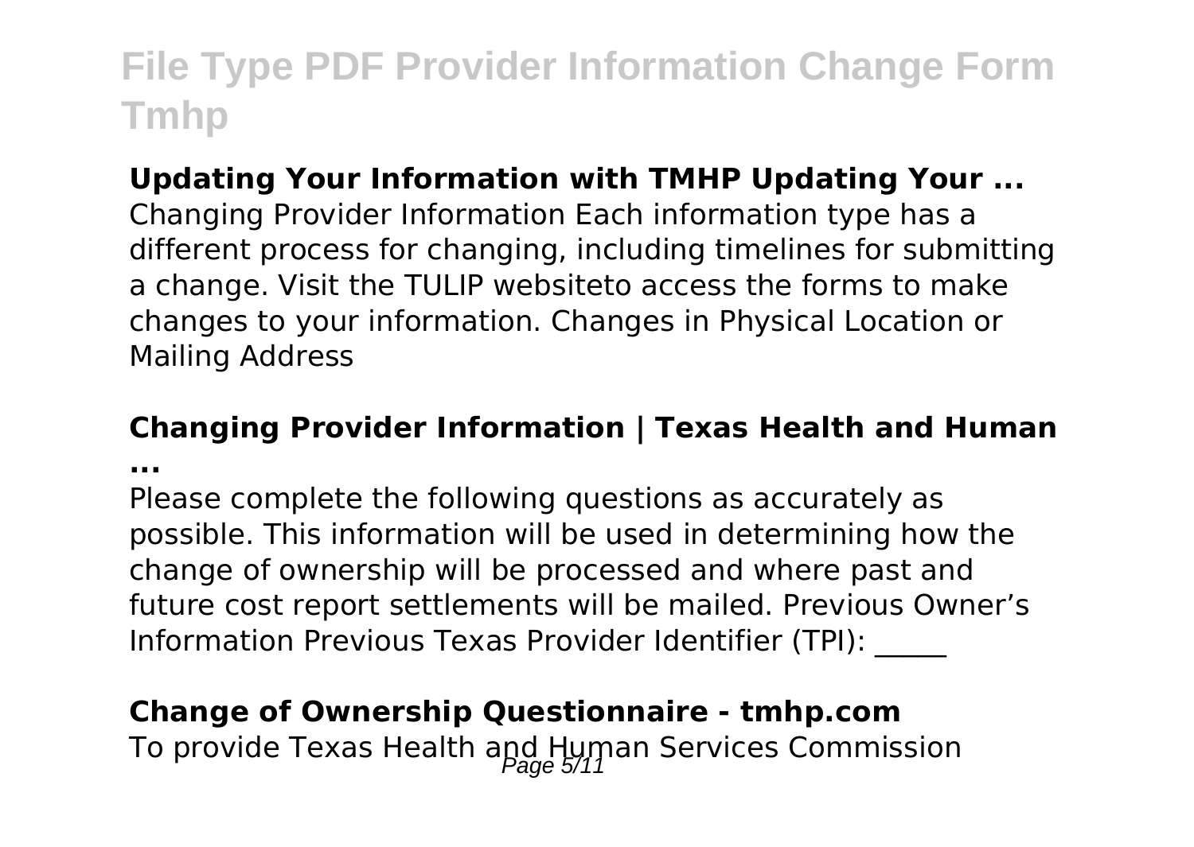# File Type PDF Provider Information Change Form Tmhp

**Updating Your Information with TMHP Updating Your ...**

Changing Provider Information Each information type has a different process for changing, including timelines for submitting a change. Visit the TULIP websiteto access the forms to make changes to your information. Changes in Physical Location or Mailing Address

**Changing Provider Information | Texas Health and Human ...**

Please complete the following questions as accurately as possible. This information will be used in determining how the change of ownership will be processed and where past and future cost report settlements will be mailed. Previous Owner's Information Previous Texas Provider Identifier (TPI): _____

**Change of Ownership Questionnaire - tmhp.com**

To provide Texas Health and Human Services Commission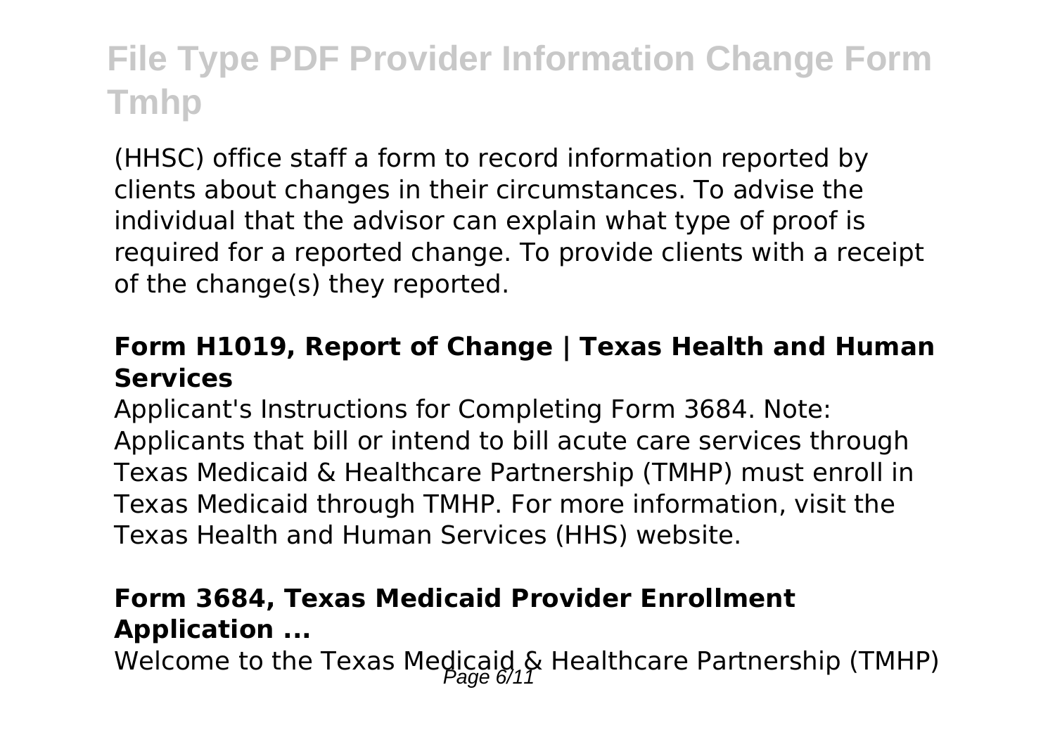(HHSC) office staff a form to record information reported by clients about changes in their circumstances. To advise the individual that the advisor can explain what type of proof is required for a reported change. To provide clients with a receipt of the change(s) they reported.

### Form H1019, Report of Change | Texas Health and Human Services

Applicant's Instructions for Completing Form 3684. Note: Applicants that bill or intend to bill acute care services through Texas Medicaid & Healthcare Partnership (TMHP) must enroll in Texas Medicaid through TMHP. For more information, visit the Texas Health and Human Services (HHS) website.

### Form 3684, Texas Medicaid Provider Enrollment Application ...

Welcome to the Texas Medicaid & Healthcare Partnership (TMHP)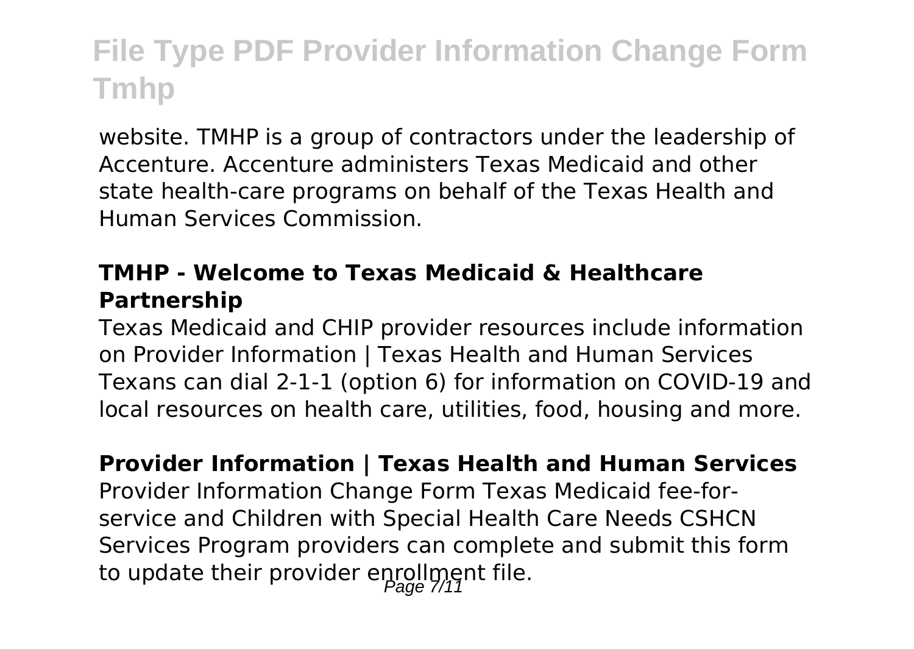website. TMHP is a group of contractors under the leadership of Accenture. Accenture administers Texas Medicaid and other state health-care programs on behalf of the Texas Health and Human Services Commission.

### TMHP - Welcome to Texas Medicaid & Healthcare Partnership

Texas Medicaid and CHIP provider resources include information on Provider Information | Texas Health and Human Services Texans can dial 2-1-1 (option 6) for information on COVID-19 and local resources on health care, utilities, food, housing and more.

### Provider Information | Texas Health and Human Services

Provider Information Change Form Texas Medicaid fee-for-service and Children with Special Health Care Needs CSHCN Services Program providers can complete and submit this form to update their provider enrollment file.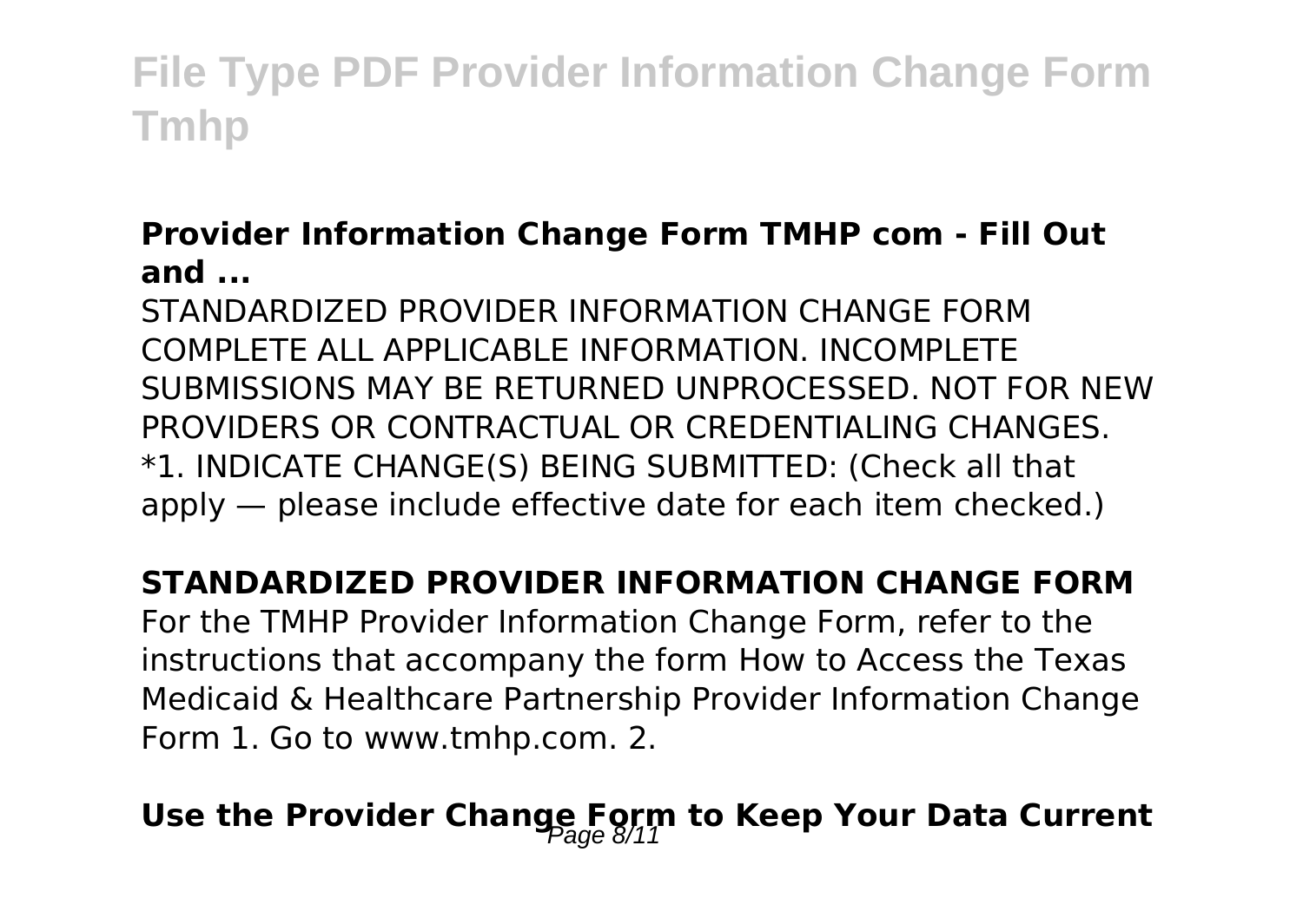### Provider Information Change Form TMHP com - Fill Out and ...

STANDARDIZED PROVIDER INFORMATION CHANGE FORM COMPLETE ALL APPLICABLE INFORMATION. INCOMPLETE SUBMISSIONS MAY BE RETURNED UNPROCESSED. NOT FOR NEW PROVIDERS OR CONTRACTUAL OR CREDENTIALING CHANGES. *1. INDICATE CHANGE(S) BEING SUBMITTED: (Check all that apply — please include effective date for each item checked.)

### STANDARDIZED PROVIDER INFORMATION CHANGE FORM

For the TMHP Provider Information Change Form, refer to the instructions that accompany the form How to Access the Texas Medicaid & Healthcare Partnership Provider Information Change Form 1. Go to www.tmhp.com. 2.

### Use the Provider Change Form to Keep Your Data Current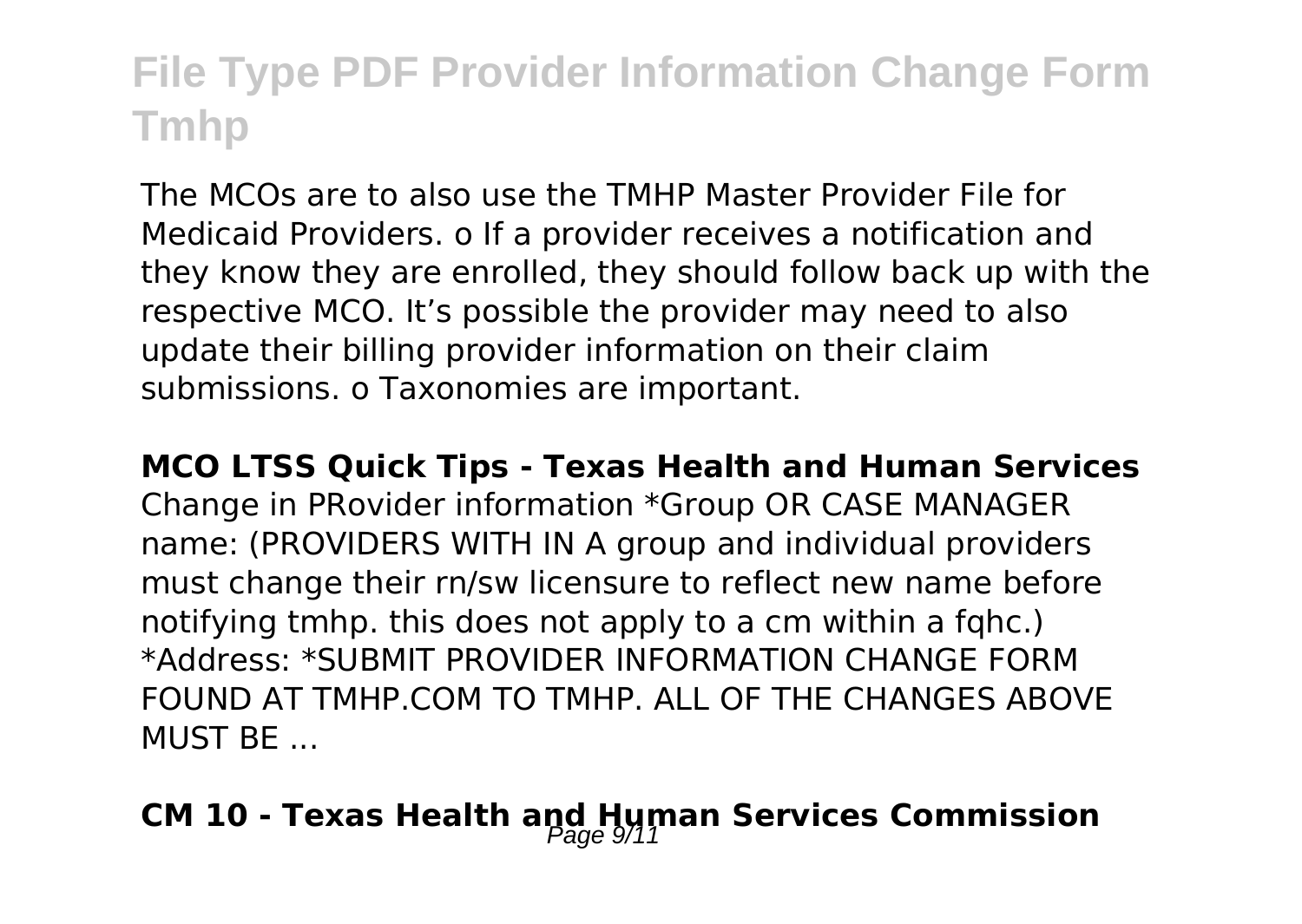The MCOs are to also use the TMHP Master Provider File for Medicaid Providers. o If a provider receives a notification and they know they are enrolled, they should follow back up with the respective MCO. It's possible the provider may need to also update their billing provider information on their claim submissions. o Taxonomies are important.

**MCO LTSS Quick Tips - Texas Health and Human Services**

Change in PRovider information *Group OR CASE MANAGER name: (PROVIDERS WITH IN A group and individual providers must change their rn/sw licensure to reflect new name before notifying tmhp. this does not apply to a cm within a fqhc.) *Address: *SUBMIT PROVIDER INFORMATION CHANGE FORM FOUND AT TMHP.COM TO TMHP. ALL OF THE CHANGES ABOVE MUST BE ...

## CM 10 - Texas Health and Human Services Commission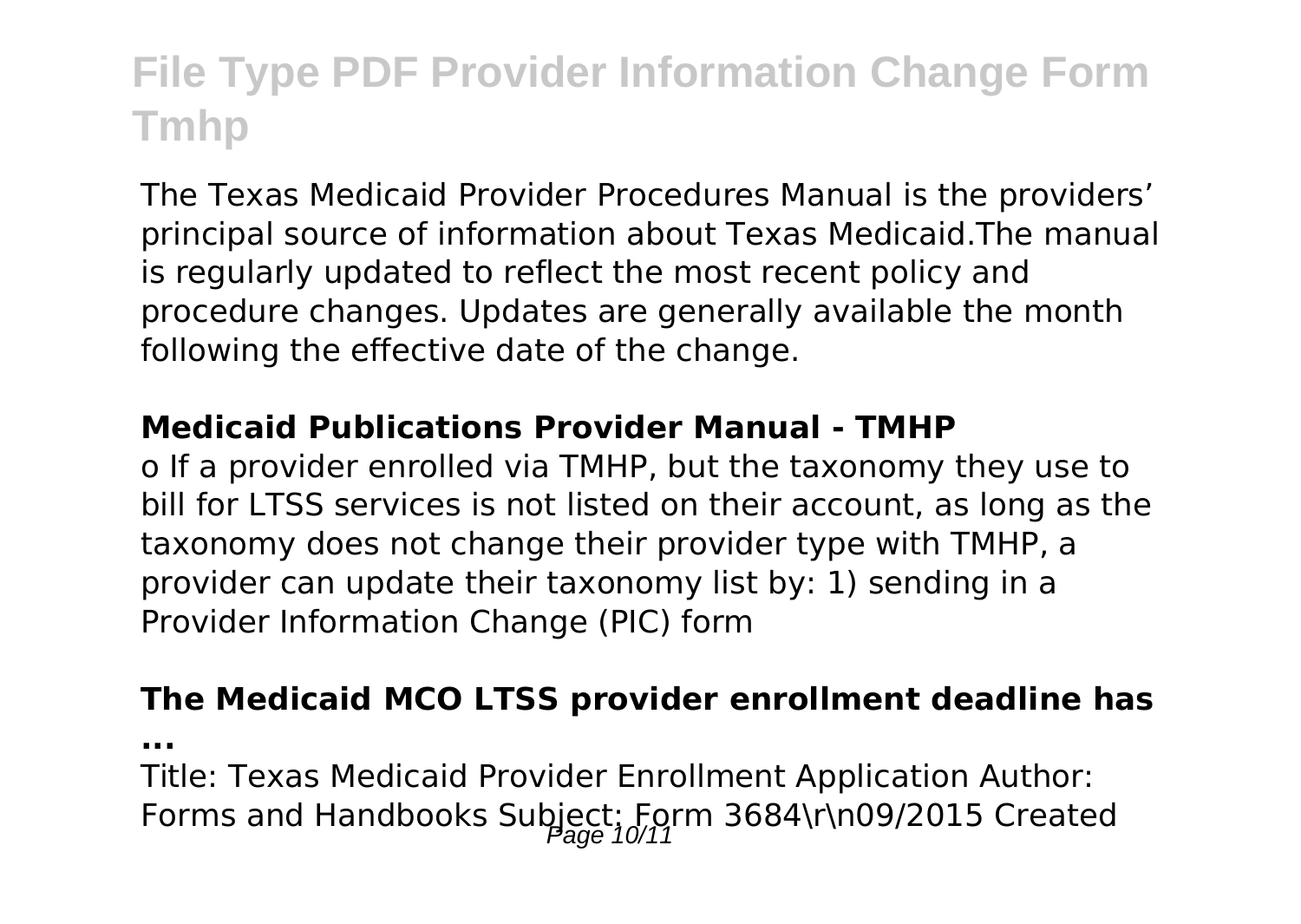# File Type PDF Provider Information Change Form Tmhp

The Texas Medicaid Provider Procedures Manual is the providers' principal source of information about Texas Medicaid.The manual is regularly updated to reflect the most recent policy and procedure changes. Updates are generally available the month following the effective date of the change.

**Medicaid Publications Provider Manual - TMHP**

o If a provider enrolled via TMHP, but the taxonomy they use to bill for LTSS services is not listed on their account, as long as the taxonomy does not change their provider type with TMHP, a provider can update their taxonomy list by: 1) sending in a Provider Information Change (PIC) form

**The Medicaid MCO LTSS provider enrollment deadline has ...**

Title: Texas Medicaid Provider Enrollment Application Author: Forms and Handbooks Subject: Form 3684\r\n09/2015 Created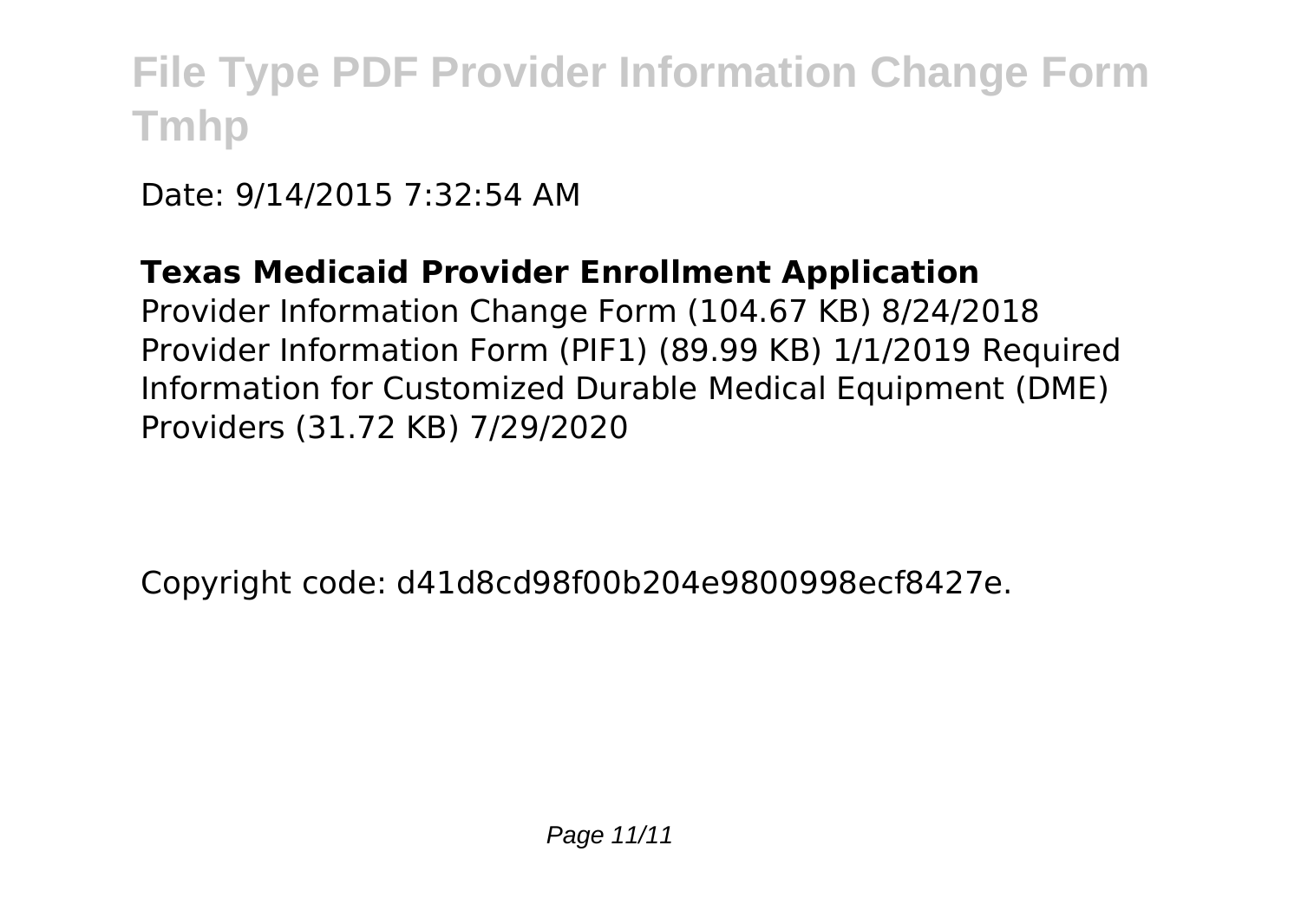Date: 9/14/2015 7:32:54 AM

**Texas Medicaid Provider Enrollment Application**

Provider Information Change Form (104.67 KB) 8/24/2018 Provider Information Form (PIF1) (89.99 KB) 1/1/2019 Required Information for Customized Durable Medical Equipment (DME) Providers (31.72 KB) 7/29/2020

Copyright code: d41d8cd98f00b204e9800998ecf8427e.